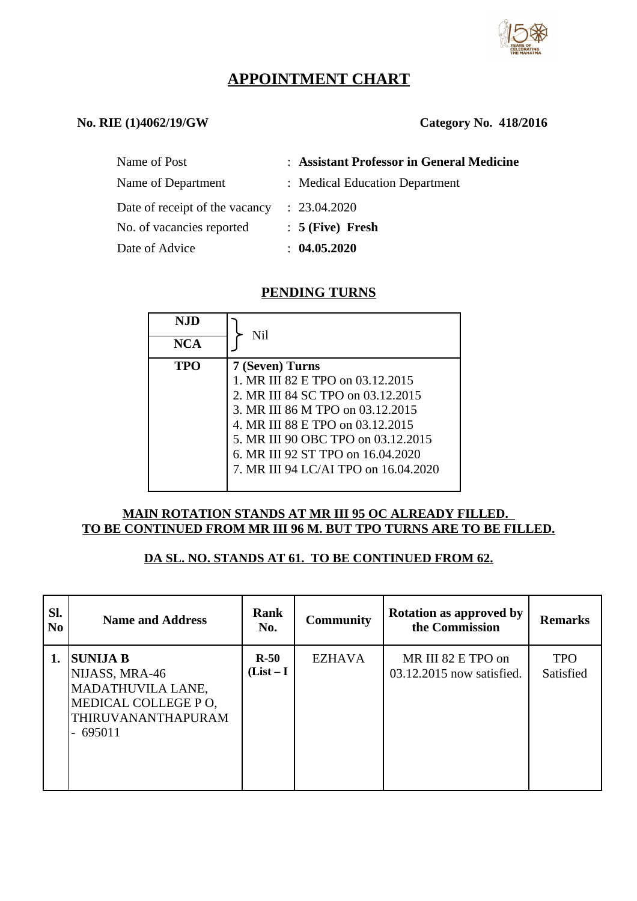# APPOINTMENT CHART

**No. RIE (1)4062/19/GW** **Category No. 418/2016**

| | | |
|---|---|---|
| Name of Post | : | **Assistant Professor in General Medicine** |
| Name of Department | : | Medical Education Department |
| Date of receipt of the vacancy | : | 23.04.2020 |
| No. of vacancies reported | : | **5 (Five) Fresh** |
| Date of Advice | : | **04.05.2020** |

## PENDING TURNS

| | |
|---|---|
| **NJD** | Nil |
| **NCA** | |
| **TPO** | **7 (Seven) Turns**<br>1. MR III 82 E TPO on 03.12.2015<br>2. MR III 84 SC TPO on 03.12.2015<br>3. MR III 86 M TPO on 03.12.2015<br>4. MR III 88 E TPO on 03.12.2015<br>5. MR III 90 OBC TPO on 03.12.2015<br>6. MR III 92 ST TPO on 16.04.2020<br>7. MR III 94 LC/AI TPO on 16.04.2020 |

**MAIN ROTATION STANDS AT MR III 95 OC ALREADY FILLED. TO BE CONTINUED FROM MR III 96 M. BUT TPO TURNS ARE TO BE FILLED.**

**DA SL. NO. STANDS AT 61. TO BE CONTINUED FROM 62.**

| Sl. No | Name and Address | Rank No. | Community | Rotation as approved by the Commission | Remarks |
|---|---|---|---|---|---|
| **1.** | **SUNIJA B**<br>NIJASS, MRA-46<br>MADATHUVILA LANE,<br>MEDICAL COLLEGE P O,<br>THIRUVANANTHAPURAM<br>- 695011 | **R-50 (List – I** | EZHAVA | MR III 82 E TPO on 03.12.2015 now satisfied. | TPO Satisfied |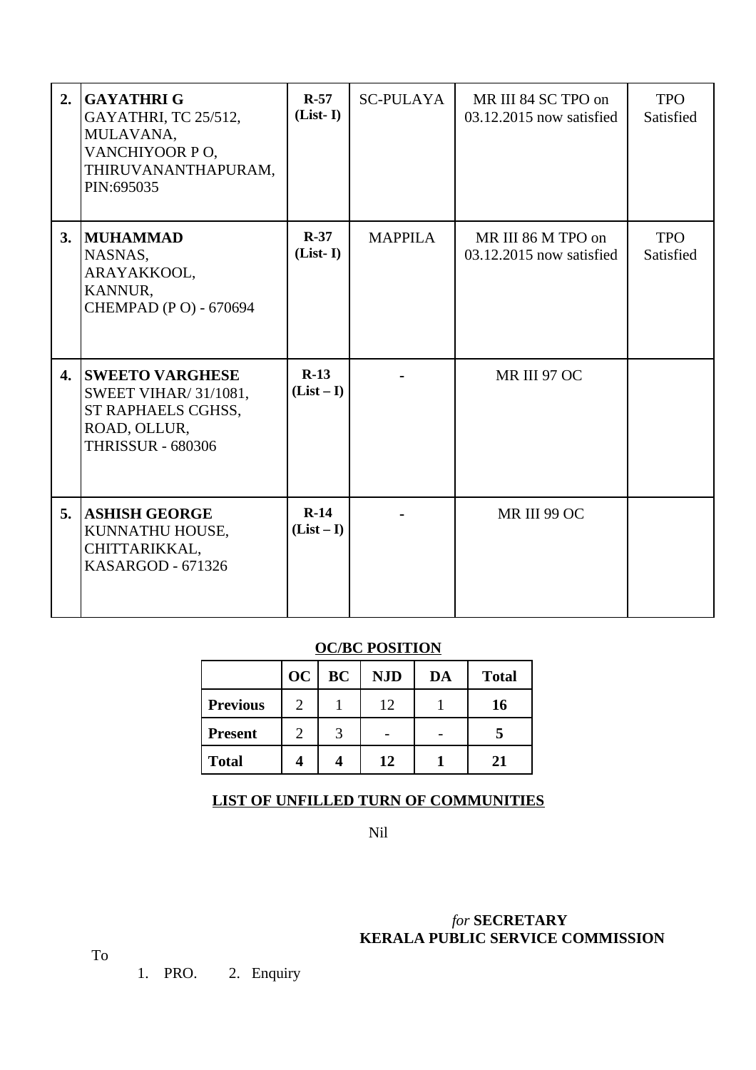| | | | | | |
|---|---|---|---|---|---|
| 2. | **GAYATHRI G**<br>GAYATHRI, TC 25/512,<br>MULAVANA,<br>VANCHIYOOR P O,<br>THIRUVANANTHAPURAM,<br>PIN:695035 | **R-57**<br>**(List- I)** | SC-PULAYA | MR III 84 SC TPO on 03.12.2015 now satisfied | TPO Satisfied |
| 3. | **MUHAMMAD**<br>NASNAS,<br>ARAYAKKOOL,<br>KANNUR,<br>CHEMPAD (P O) - 670694 | **R-37**<br>**(List- I)** | MAPPILA | MR III 86 M TPO on 03.12.2015 now satisfied | TPO Satisfied |
| 4. | **SWEETO VARGHESE**<br>SWEET VIHAR/ 31/1081,<br>ST RAPHAELS CGHSS,<br>ROAD, OLLUR,<br>THRISSUR - 680306 | **R-13**<br>**(List – I)** | - | MR III 97 OC | |
| 5. | **ASHISH GEORGE**<br>KUNNATHU HOUSE,<br>CHITTARIKKAL,<br>KASARGOD - 671326 | **R-14**<br>**(List – I)** | - | MR III 99 OC | |

**OC/BC POSITION**

| | OC | BC | NJD | DA | Total |
|---|---|---|---|---|---|
| **Previous** | 2 | 1 | 12 | 1 | **16** |
| **Present** | 2 | 3 | - | - | **5** |
| **Total** | **4** | **4** | **12** | **1** | **21** |

**LIST OF UNFILLED TURN OF COMMUNITIES**

Nil

*for* **SECRETARY**
**KERALA PUBLIC SERVICE COMMISSION**

To

1. PRO.
2. Enquiry